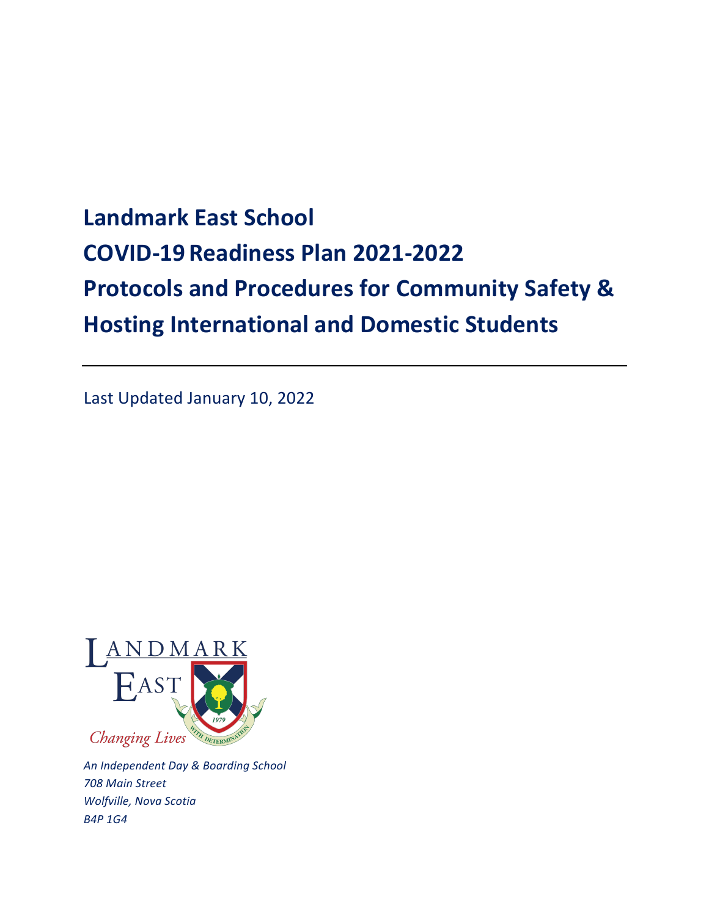# Landmark East School
# COVID-19 Readiness Plan 2021-2022
# Protocols and Procedures for Community Safety & Hosting International and Domestic Students

---

Last Updated January 10, 2022

LANDMARK EAST

1979

WITH DETERMINATION

*Changing Lives*

*An Independent Day & Boarding School*
*708 Main Street*
*Wolfville, Nova Scotia*
*B4P 1G4*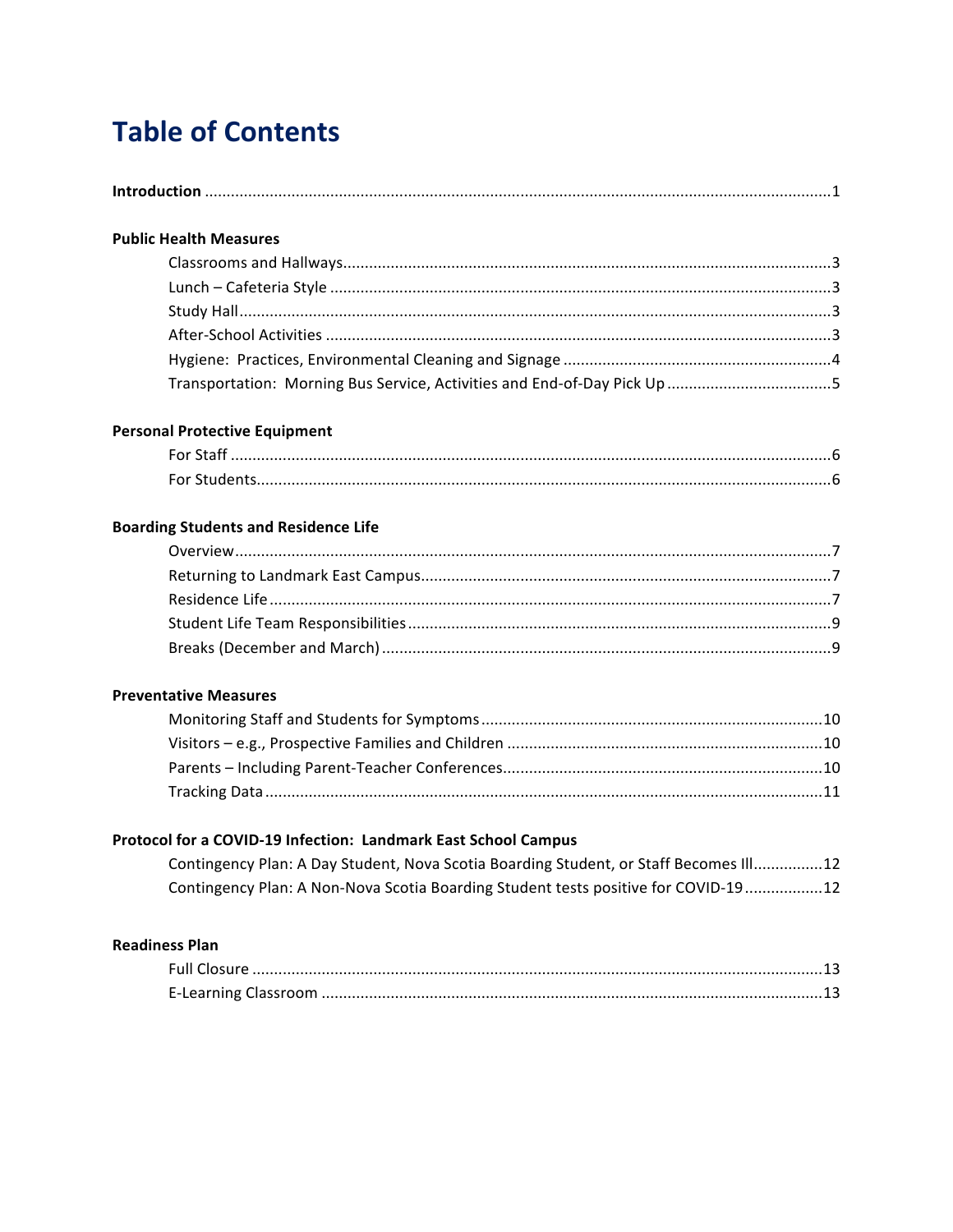# Table of Contents

**Introduction** ............................................................................................................................................1

**Public Health Measures**

- Classrooms and Hallways.................................................................................................................3
- Lunch – Cafeteria Style ....................................................................................................................3
- Study Hall.........................................................................................................................................3
- After-School Activities ......................................................................................................................3
- Hygiene: Practices, Environmental Cleaning and Signage ..............................................................4
- Transportation: Morning Bus Service, Activities and End-of-Day Pick Up ......................................5

**Personal Protective Equipment**

- For Staff ...........................................................................................................................................6
- For Students......................................................................................................................................6

**Boarding Students and Residence Life**

- Overview...........................................................................................................................................7
- Returning to Landmark East Campus...............................................................................................7
- Residence Life...................................................................................................................................7
- Student Life Team Responsibilities...................................................................................................9
- Breaks (December and March).........................................................................................................9

**Preventative Measures**

- Monitoring Staff and Students for Symptoms................................................................................10
- Visitors – e.g., Prospective Families and Children ..........................................................................10
- Parents – Including Parent-Teacher Conferences............................................................................10
- Tracking Data ..................................................................................................................................11

**Protocol for a COVID-19 Infection: Landmark East School Campus**

- Contingency Plan: A Day Student, Nova Scotia Boarding Student, or Staff Becomes Ill................12
- Contingency Plan: A Non-Nova Scotia Boarding Student tests positive for COVID-19..................12

**Readiness Plan**

- Full Closure ....................................................................................................................................13
- E-Learning Classroom .....................................................................................................................13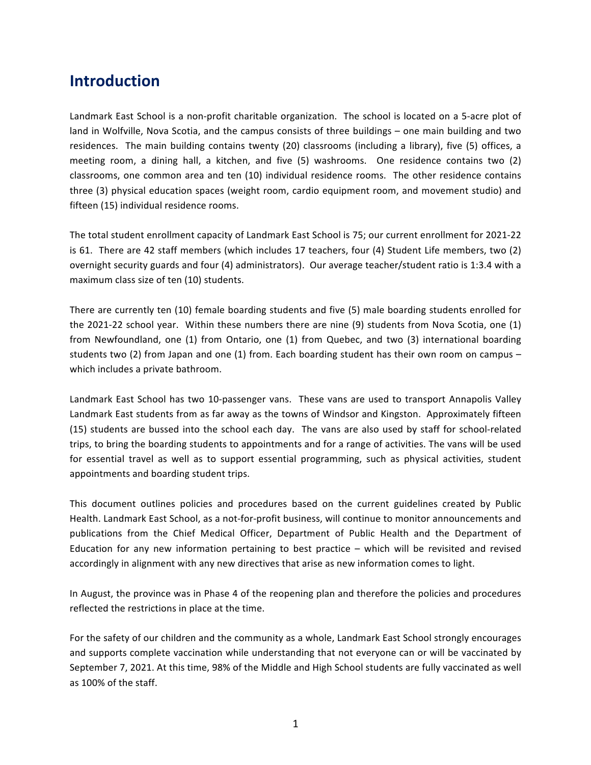# Introduction

Landmark East School is a non-profit charitable organization. The school is located on a 5-acre plot of land in Wolfville, Nova Scotia, and the campus consists of three buildings – one main building and two residences. The main building contains twenty (20) classrooms (including a library), five (5) offices, a meeting room, a dining hall, a kitchen, and five (5) washrooms. One residence contains two (2) classrooms, one common area and ten (10) individual residence rooms. The other residence contains three (3) physical education spaces (weight room, cardio equipment room, and movement studio) and fifteen (15) individual residence rooms.

The total student enrollment capacity of Landmark East School is 75; our current enrollment for 2021-22 is 61. There are 42 staff members (which includes 17 teachers, four (4) Student Life members, two (2) overnight security guards and four (4) administrators). Our average teacher/student ratio is 1:3.4 with a maximum class size of ten (10) students.

There are currently ten (10) female boarding students and five (5) male boarding students enrolled for the 2021-22 school year. Within these numbers there are nine (9) students from Nova Scotia, one (1) from Newfoundland, one (1) from Ontario, one (1) from Quebec, and two (3) international boarding students two (2) from Japan and one (1) from. Each boarding student has their own room on campus – which includes a private bathroom.

Landmark East School has two 10-passenger vans. These vans are used to transport Annapolis Valley Landmark East students from as far away as the towns of Windsor and Kingston. Approximately fifteen (15) students are bussed into the school each day. The vans are also used by staff for school-related trips, to bring the boarding students to appointments and for a range of activities. The vans will be used for essential travel as well as to support essential programming, such as physical activities, student appointments and boarding student trips.

This document outlines policies and procedures based on the current guidelines created by Public Health. Landmark East School, as a not-for-profit business, will continue to monitor announcements and publications from the Chief Medical Officer, Department of Public Health and the Department of Education for any new information pertaining to best practice – which will be revisited and revised accordingly in alignment with any new directives that arise as new information comes to light.

In August, the province was in Phase 4 of the reopening plan and therefore the policies and procedures reflected the restrictions in place at the time.

For the safety of our children and the community as a whole, Landmark East School strongly encourages and supports complete vaccination while understanding that not everyone can or will be vaccinated by September 7, 2021. At this time, 98% of the Middle and High School students are fully vaccinated as well as 100% of the staff.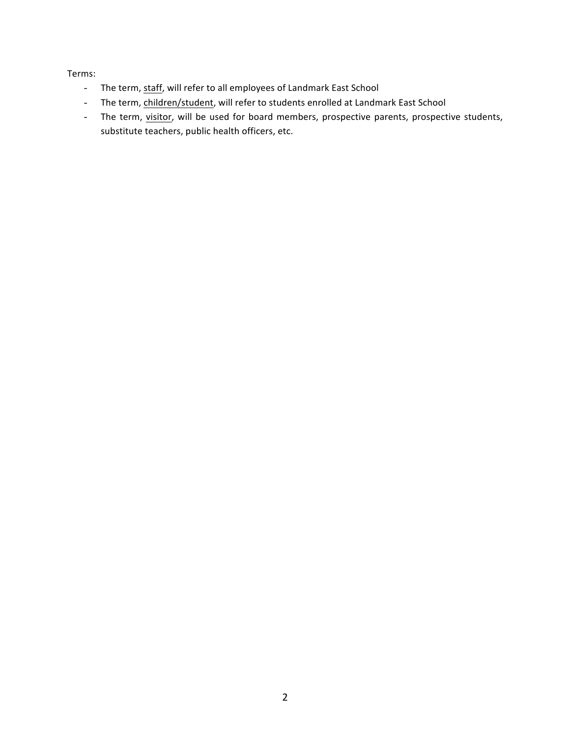Terms:

- The term, <u>staff</u>, will refer to all employees of Landmark East School
- The term, <u>children/student</u>, will refer to students enrolled at Landmark East School
- The term, <u>visitor</u>, will be used for board members, prospective parents, prospective students, substitute teachers, public health officers, etc.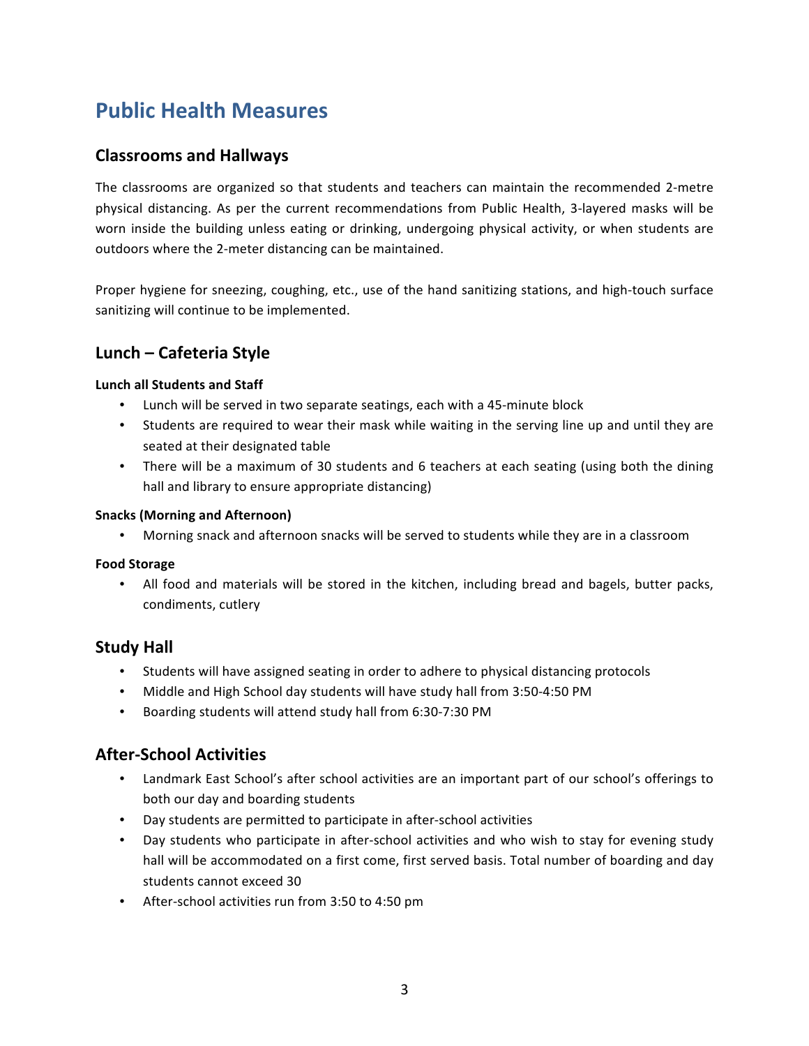# Public Health Measures

## Classrooms and Hallways

The classrooms are organized so that students and teachers can maintain the recommended 2-metre physical distancing. As per the current recommendations from Public Health, 3-layered masks will be worn inside the building unless eating or drinking, undergoing physical activity, or when students are outdoors where the 2-meter distancing can be maintained.

Proper hygiene for sneezing, coughing, etc., use of the hand sanitizing stations, and high-touch surface sanitizing will continue to be implemented.

## Lunch – Cafeteria Style

#### Lunch all Students and Staff

- Lunch will be served in two separate seatings, each with a 45-minute block
- Students are required to wear their mask while waiting in the serving line up and until they are seated at their designated table
- There will be a maximum of 30 students and 6 teachers at each seating (using both the dining hall and library to ensure appropriate distancing)

#### Snacks (Morning and Afternoon)

- Morning snack and afternoon snacks will be served to students while they are in a classroom

#### Food Storage

- All food and materials will be stored in the kitchen, including bread and bagels, butter packs, condiments, cutlery

## Study Hall

- Students will have assigned seating in order to adhere to physical distancing protocols
- Middle and High School day students will have study hall from 3:50-4:50 PM
- Boarding students will attend study hall from 6:30-7:30 PM

## After-School Activities

- Landmark East School's after school activities are an important part of our school's offerings to both our day and boarding students
- Day students are permitted to participate in after-school activities
- Day students who participate in after-school activities and who wish to stay for evening study hall will be accommodated on a first come, first served basis. Total number of boarding and day students cannot exceed 30
- After-school activities run from 3:50 to 4:50 pm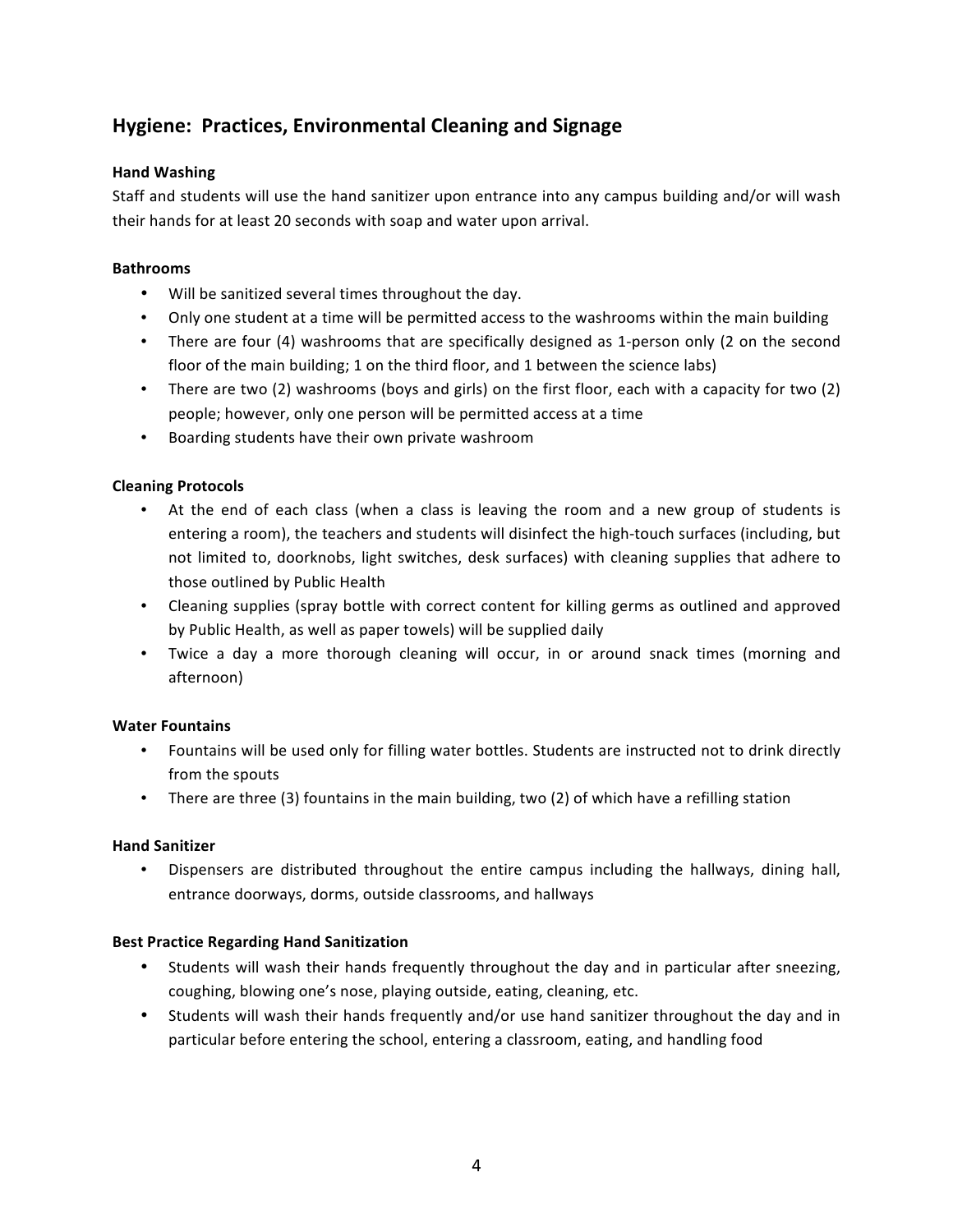## Hygiene: Practices, Environmental Cleaning and Signage

**Hand Washing**

Staff and students will use the hand sanitizer upon entrance into any campus building and/or will wash their hands for at least 20 seconds with soap and water upon arrival.

**Bathrooms**

- Will be sanitized several times throughout the day.
- Only one student at a time will be permitted access to the washrooms within the main building
- There are four (4) washrooms that are specifically designed as 1-person only (2 on the second floor of the main building; 1 on the third floor, and 1 between the science labs)
- There are two (2) washrooms (boys and girls) on the first floor, each with a capacity for two (2) people; however, only one person will be permitted access at a time
- Boarding students have their own private washroom

**Cleaning Protocols**

- At the end of each class (when a class is leaving the room and a new group of students is entering a room), the teachers and students will disinfect the high-touch surfaces (including, but not limited to, doorknobs, light switches, desk surfaces) with cleaning supplies that adhere to those outlined by Public Health
- Cleaning supplies (spray bottle with correct content for killing germs as outlined and approved by Public Health, as well as paper towels) will be supplied daily
- Twice a day a more thorough cleaning will occur, in or around snack times (morning and afternoon)

**Water Fountains**

- Fountains will be used only for filling water bottles. Students are instructed not to drink directly from the spouts
- There are three (3) fountains in the main building, two (2) of which have a refilling station

**Hand Sanitizer**

- Dispensers are distributed throughout the entire campus including the hallways, dining hall, entrance doorways, dorms, outside classrooms, and hallways

**Best Practice Regarding Hand Sanitization**

- Students will wash their hands frequently throughout the day and in particular after sneezing, coughing, blowing one's nose, playing outside, eating, cleaning, etc.
- Students will wash their hands frequently and/or use hand sanitizer throughout the day and in particular before entering the school, entering a classroom, eating, and handling food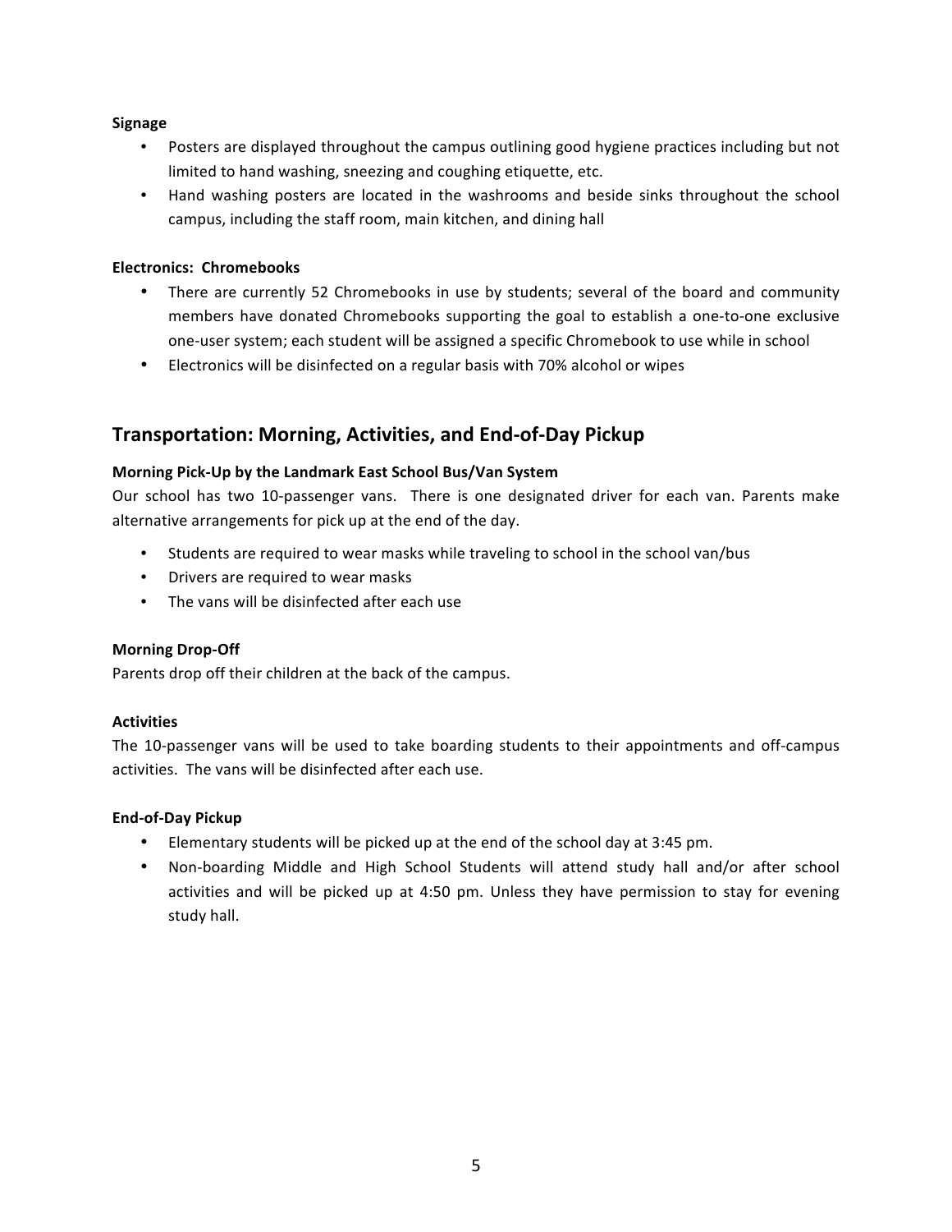**Signage**

- Posters are displayed throughout the campus outlining good hygiene practices including but not limited to hand washing, sneezing and coughing etiquette, etc.
- Hand washing posters are located in the washrooms and beside sinks throughout the school campus, including the staff room, main kitchen, and dining hall

**Electronics: Chromebooks**

- There are currently 52 Chromebooks in use by students; several of the board and community members have donated Chromebooks supporting the goal to establish a one-to-one exclusive one-user system; each student will be assigned a specific Chromebook to use while in school
- Electronics will be disinfected on a regular basis with 70% alcohol or wipes

## Transportation: Morning, Activities, and End-of-Day Pickup

**Morning Pick-Up by the Landmark East School Bus/Van System**

Our school has two 10-passenger vans. There is one designated driver for each van. Parents make alternative arrangements for pick up at the end of the day.

- Students are required to wear masks while traveling to school in the school van/bus
- Drivers are required to wear masks
- The vans will be disinfected after each use

**Morning Drop-Off**

Parents drop off their children at the back of the campus.

**Activities**

The 10-passenger vans will be used to take boarding students to their appointments and off-campus activities. The vans will be disinfected after each use.

**End-of-Day Pickup**

- Elementary students will be picked up at the end of the school day at 3:45 pm.
- Non-boarding Middle and High School Students will attend study hall and/or after school activities and will be picked up at 4:50 pm. Unless they have permission to stay for evening study hall.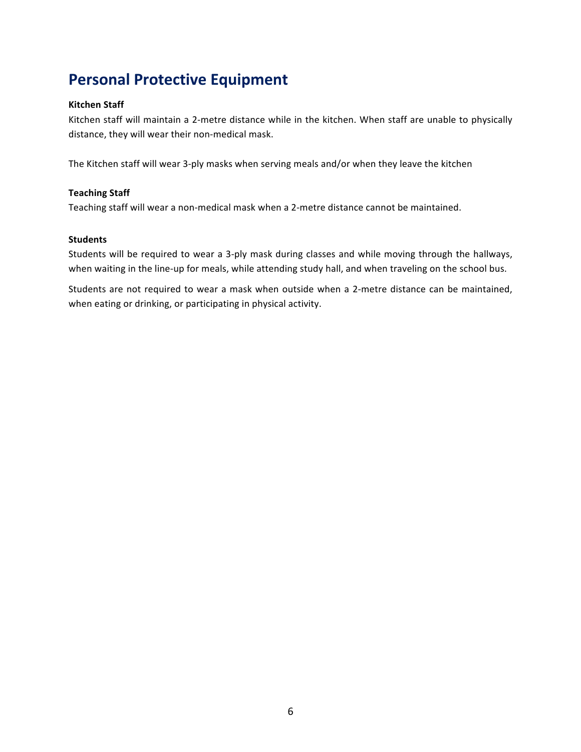## Personal Protective Equipment

**Kitchen Staff**

Kitchen staff will maintain a 2-metre distance while in the kitchen. When staff are unable to physically distance, they will wear their non-medical mask.

The Kitchen staff will wear 3-ply masks when serving meals and/or when they leave the kitchen

**Teaching Staff**

Teaching staff will wear a non-medical mask when a 2-metre distance cannot be maintained.

**Students**

Students will be required to wear a 3-ply mask during classes and while moving through the hallways, when waiting in the line-up for meals, while attending study hall, and when traveling on the school bus.

Students are not required to wear a mask when outside when a 2-metre distance can be maintained, when eating or drinking, or participating in physical activity.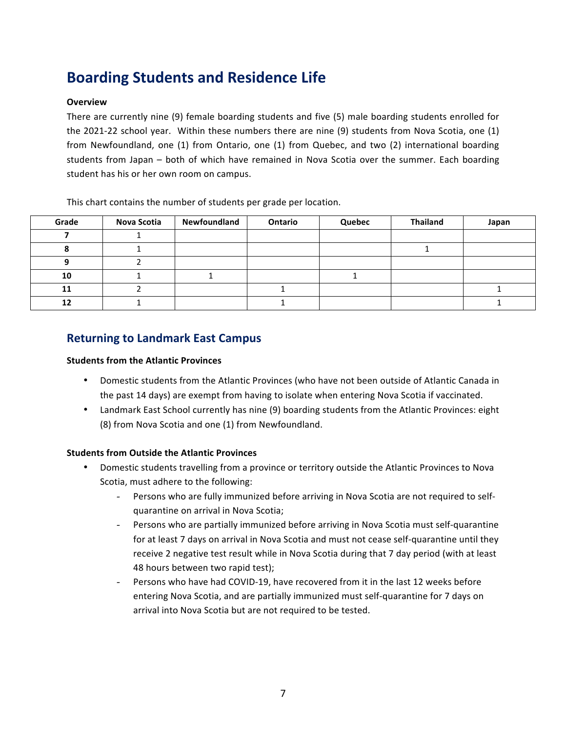## Boarding Students and Residence Life

**Overview**

There are currently nine (9) female boarding students and five (5) male boarding students enrolled for the 2021-22 school year. Within these numbers there are nine (9) students from Nova Scotia, one (1) from Newfoundland, one (1) from Ontario, one (1) from Quebec, and two (2) international boarding students from Japan – both of which have remained in Nova Scotia over the summer. Each boarding student has his or her own room on campus.

This chart contains the number of students per grade per location.

| Grade | Nova Scotia | Newfoundland | Ontario | Quebec | Thailand | Japan |
|---|---|---|---|---|---|---|
| 7 | 1 | | | | | |
| 8 | 1 | | | | 1 | |
| 9 | 2 | | | | | |
| 10 | 1 | 1 | | 1 | | |
| 11 | 2 | | 1 | | | 1 |
| 12 | 1 | | 1 | | | 1 |

### Returning to Landmark East Campus

**Students from the Atlantic Provinces**

- Domestic students from the Atlantic Provinces (who have not been outside of Atlantic Canada in the past 14 days) are exempt from having to isolate when entering Nova Scotia if vaccinated.
- Landmark East School currently has nine (9) boarding students from the Atlantic Provinces: eight (8) from Nova Scotia and one (1) from Newfoundland.

**Students from Outside the Atlantic Provinces**

- Domestic students travelling from a province or territory outside the Atlantic Provinces to Nova Scotia, must adhere to the following:
  - Persons who are fully immunized before arriving in Nova Scotia are not required to self-quarantine on arrival in Nova Scotia;
  - Persons who are partially immunized before arriving in Nova Scotia must self-quarantine for at least 7 days on arrival in Nova Scotia and must not cease self-quarantine until they receive 2 negative test result while in Nova Scotia during that 7 day period (with at least 48 hours between two rapid test);
  - Persons who have had COVID-19, have recovered from it in the last 12 weeks before entering Nova Scotia, and are partially immunized must self-quarantine for 7 days on arrival into Nova Scotia but are not required to be tested.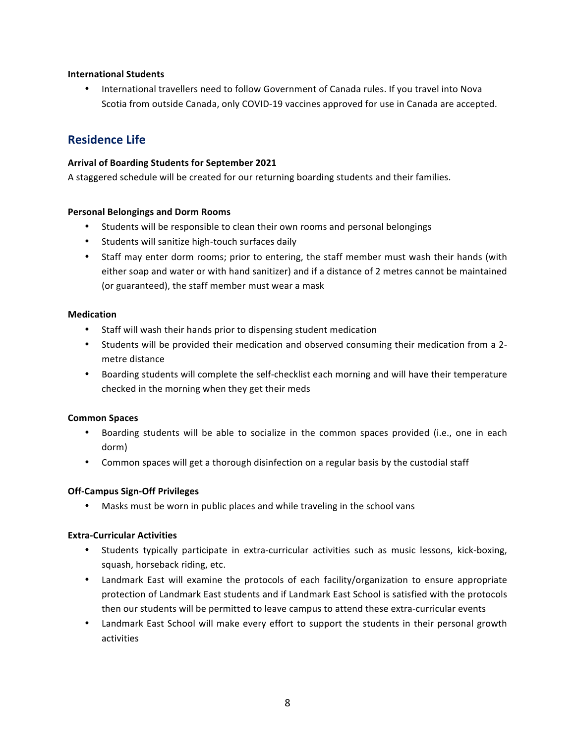**International Students**

- International travellers need to follow Government of Canada rules. If you travel into Nova Scotia from outside Canada, only COVID-19 vaccines approved for use in Canada are accepted.

## Residence Life

**Arrival of Boarding Students for September 2021**

A staggered schedule will be created for our returning boarding students and their families.

**Personal Belongings and Dorm Rooms**

- Students will be responsible to clean their own rooms and personal belongings
- Students will sanitize high-touch surfaces daily
- Staff may enter dorm rooms; prior to entering, the staff member must wash their hands (with either soap and water or with hand sanitizer) and if a distance of 2 metres cannot be maintained (or guaranteed), the staff member must wear a mask

**Medication**

- Staff will wash their hands prior to dispensing student medication
- Students will be provided their medication and observed consuming their medication from a 2-metre distance
- Boarding students will complete the self-checklist each morning and will have their temperature checked in the morning when they get their meds

**Common Spaces**

- Boarding students will be able to socialize in the common spaces provided (i.e., one in each dorm)
- Common spaces will get a thorough disinfection on a regular basis by the custodial staff

**Off-Campus Sign-Off Privileges**

- Masks must be worn in public places and while traveling in the school vans

**Extra-Curricular Activities**

- Students typically participate in extra-curricular activities such as music lessons, kick-boxing, squash, horseback riding, etc.
- Landmark East will examine the protocols of each facility/organization to ensure appropriate protection of Landmark East students and if Landmark East School is satisfied with the protocols then our students will be permitted to leave campus to attend these extra-curricular events
- Landmark East School will make every effort to support the students in their personal growth activities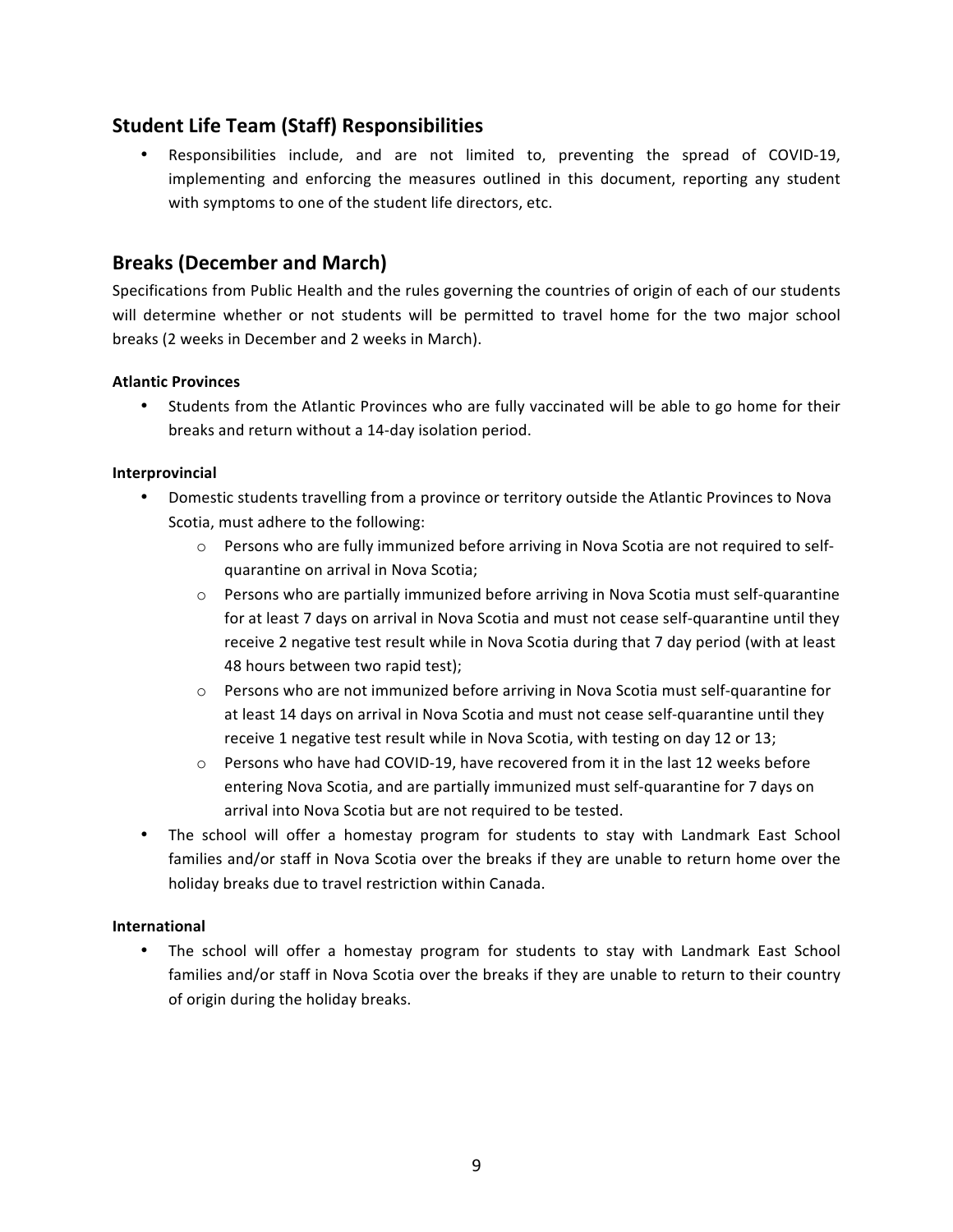## Student Life Team (Staff) Responsibilities

- Responsibilities include, and are not limited to, preventing the spread of COVID-19, implementing and enforcing the measures outlined in this document, reporting any student with symptoms to one of the student life directors, etc.

## Breaks (December and March)

Specifications from Public Health and the rules governing the countries of origin of each of our students will determine whether or not students will be permitted to travel home for the two major school breaks (2 weeks in December and 2 weeks in March).

**Atlantic Provinces**

- Students from the Atlantic Provinces who are fully vaccinated will be able to go home for their breaks and return without a 14-day isolation period.

**Interprovincial**

- Domestic students travelling from a province or territory outside the Atlantic Provinces to Nova Scotia, must adhere to the following:
    - Persons who are fully immunized before arriving in Nova Scotia are not required to self-quarantine on arrival in Nova Scotia;
    - Persons who are partially immunized before arriving in Nova Scotia must self-quarantine for at least 7 days on arrival in Nova Scotia and must not cease self-quarantine until they receive 2 negative test result while in Nova Scotia during that 7 day period (with at least 48 hours between two rapid test);
    - Persons who are not immunized before arriving in Nova Scotia must self-quarantine for at least 14 days on arrival in Nova Scotia and must not cease self-quarantine until they receive 1 negative test result while in Nova Scotia, with testing on day 12 or 13;
    - Persons who have had COVID-19, have recovered from it in the last 12 weeks before entering Nova Scotia, and are partially immunized must self-quarantine for 7 days on arrival into Nova Scotia but are not required to be tested.
- The school will offer a homestay program for students to stay with Landmark East School families and/or staff in Nova Scotia over the breaks if they are unable to return home over the holiday breaks due to travel restriction within Canada.

**International**

- The school will offer a homestay program for students to stay with Landmark East School families and/or staff in Nova Scotia over the breaks if they are unable to return to their country of origin during the holiday breaks.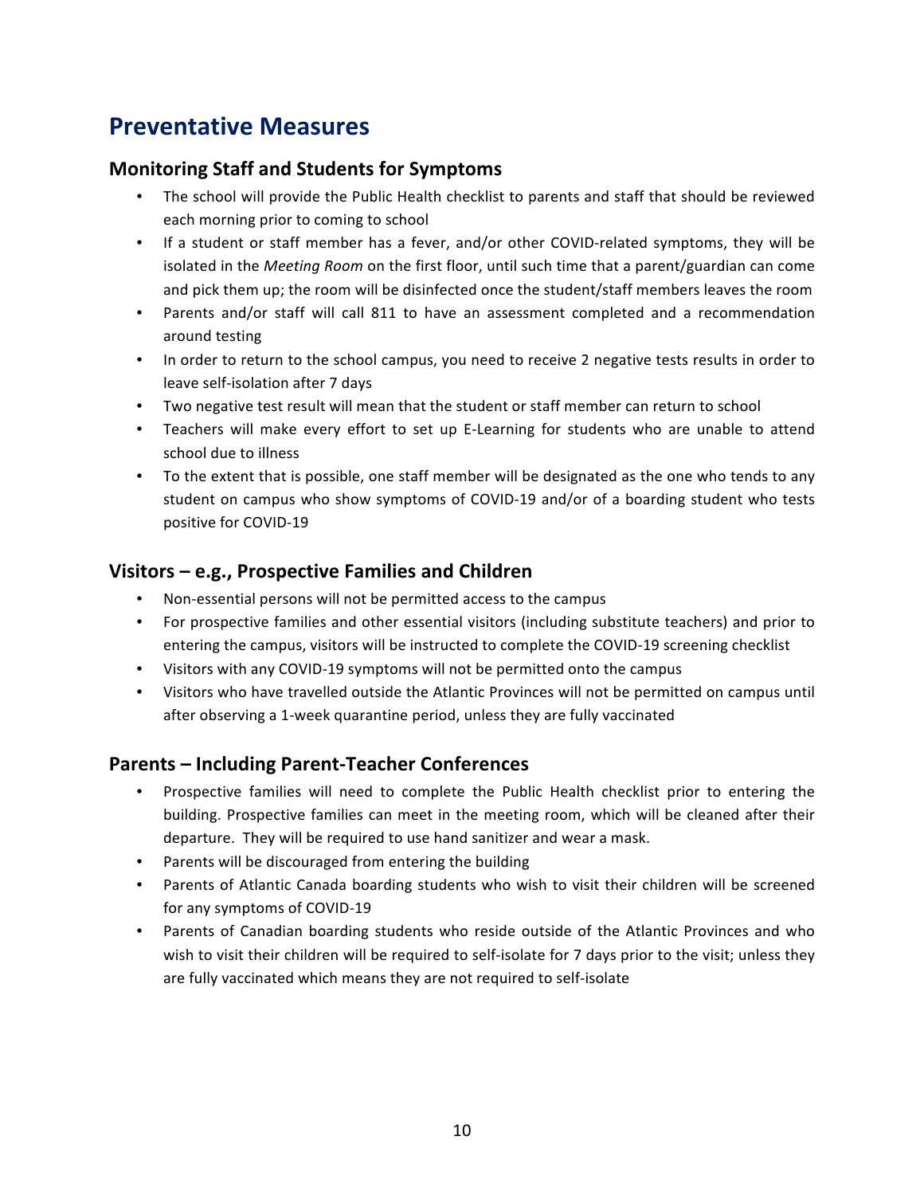# Preventative Measures

## Monitoring Staff and Students for Symptoms

- The school will provide the Public Health checklist to parents and staff that should be reviewed each morning prior to coming to school
- If a student or staff member has a fever, and/or other COVID-related symptoms, they will be isolated in the *Meeting Room* on the first floor, until such time that a parent/guardian can come and pick them up; the room will be disinfected once the student/staff members leaves the room
- Parents and/or staff will call 811 to have an assessment completed and a recommendation around testing
- In order to return to the school campus, you need to receive 2 negative tests results in order to leave self-isolation after 7 days
- Two negative test result will mean that the student or staff member can return to school
- Teachers will make every effort to set up E-Learning for students who are unable to attend school due to illness
- To the extent that is possible, one staff member will be designated as the one who tends to any student on campus who show symptoms of COVID-19 and/or of a boarding student who tests positive for COVID-19

## Visitors – e.g., Prospective Families and Children

- Non-essential persons will not be permitted access to the campus
- For prospective families and other essential visitors (including substitute teachers) and prior to entering the campus, visitors will be instructed to complete the COVID-19 screening checklist
- Visitors with any COVID-19 symptoms will not be permitted onto the campus
- Visitors who have travelled outside the Atlantic Provinces will not be permitted on campus until after observing a 1-week quarantine period, unless they are fully vaccinated

## Parents – Including Parent-Teacher Conferences

- Prospective families will need to complete the Public Health checklist prior to entering the building. Prospective families can meet in the meeting room, which will be cleaned after their departure. They will be required to use hand sanitizer and wear a mask.
- Parents will be discouraged from entering the building
- Parents of Atlantic Canada boarding students who wish to visit their children will be screened for any symptoms of COVID-19
- Parents of Canadian boarding students who reside outside of the Atlantic Provinces and who wish to visit their children will be required to self-isolate for 7 days prior to the visit; unless they are fully vaccinated which means they are not required to self-isolate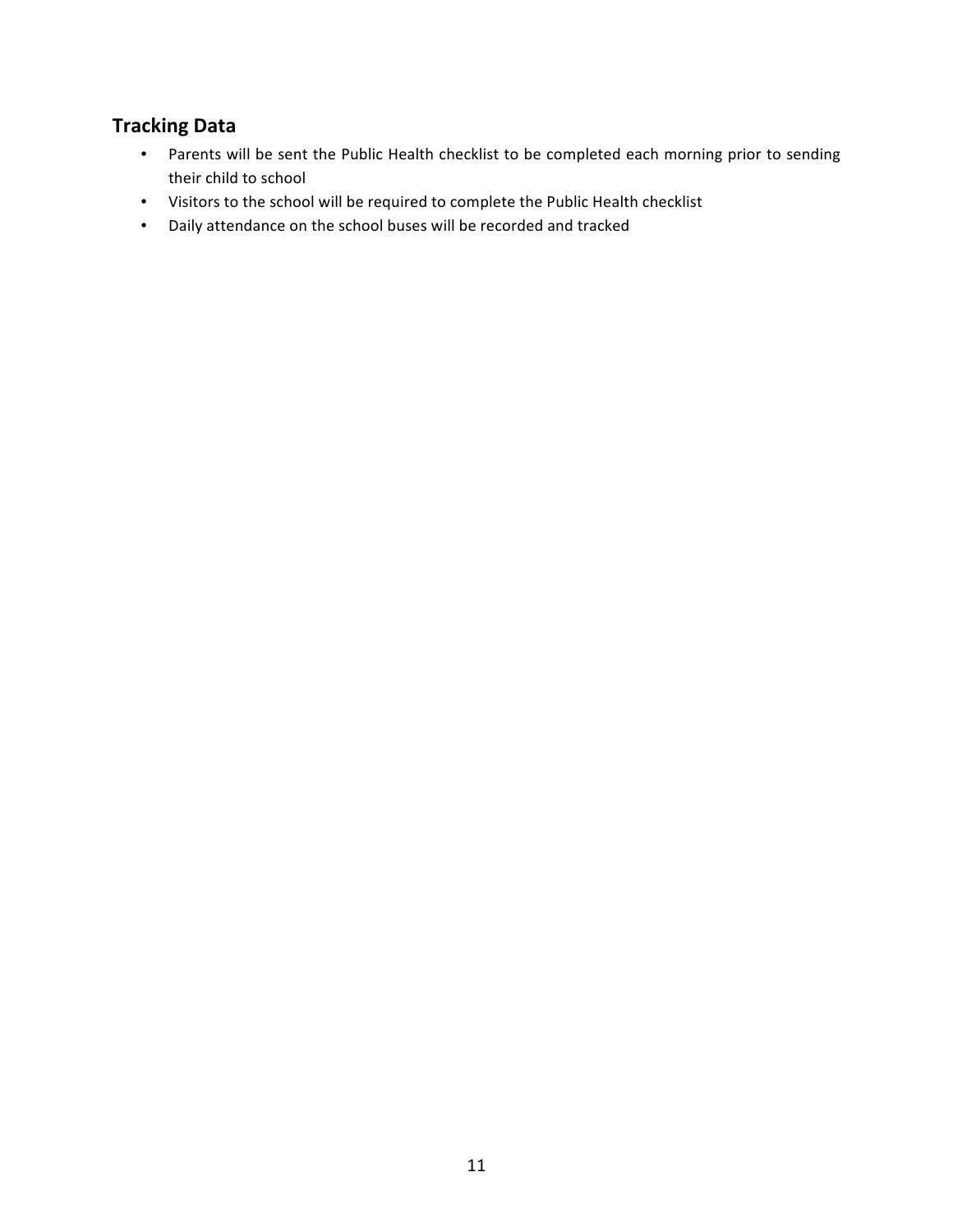## Tracking Data

- Parents will be sent the Public Health checklist to be completed each morning prior to sending their child to school
- Visitors to the school will be required to complete the Public Health checklist
- Daily attendance on the school buses will be recorded and tracked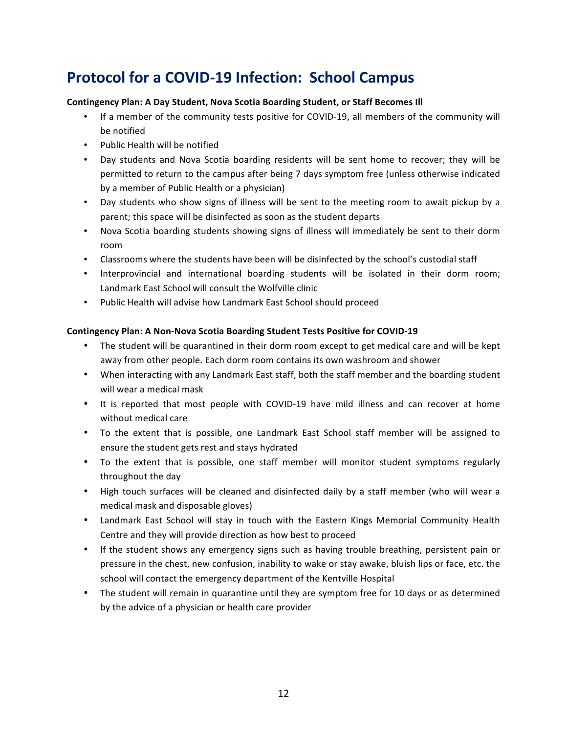# Protocol for a COVID-19 Infection: School Campus

**Contingency Plan: A Day Student, Nova Scotia Boarding Student, or Staff Becomes Ill**

- If a member of the community tests positive for COVID-19, all members of the community will be notified
- Public Health will be notified
- Day students and Nova Scotia boarding residents will be sent home to recover; they will be permitted to return to the campus after being 7 days symptom free (unless otherwise indicated by a member of Public Health or a physician)
- Day students who show signs of illness will be sent to the meeting room to await pickup by a parent; this space will be disinfected as soon as the student departs
- Nova Scotia boarding students showing signs of illness will immediately be sent to their dorm room
- Classrooms where the students have been will be disinfected by the school's custodial staff
- Interprovincial and international boarding students will be isolated in their dorm room; Landmark East School will consult the Wolfville clinic
- Public Health will advise how Landmark East School should proceed

**Contingency Plan: A Non-Nova Scotia Boarding Student Tests Positive for COVID-19**

- The student will be quarantined in their dorm room except to get medical care and will be kept away from other people. Each dorm room contains its own washroom and shower
- When interacting with any Landmark East staff, both the staff member and the boarding student will wear a medical mask
- It is reported that most people with COVID-19 have mild illness and can recover at home without medical care
- To the extent that is possible, one Landmark East School staff member will be assigned to ensure the student gets rest and stays hydrated
- To the extent that is possible, one staff member will monitor student symptoms regularly throughout the day
- High touch surfaces will be cleaned and disinfected daily by a staff member (who will wear a medical mask and disposable gloves)
- Landmark East School will stay in touch with the Eastern Kings Memorial Community Health Centre and they will provide direction as how best to proceed
- If the student shows any emergency signs such as having trouble breathing, persistent pain or pressure in the chest, new confusion, inability to wake or stay awake, bluish lips or face, etc. the school will contact the emergency department of the Kentville Hospital
- The student will remain in quarantine until they are symptom free for 10 days or as determined by the advice of a physician or health care provider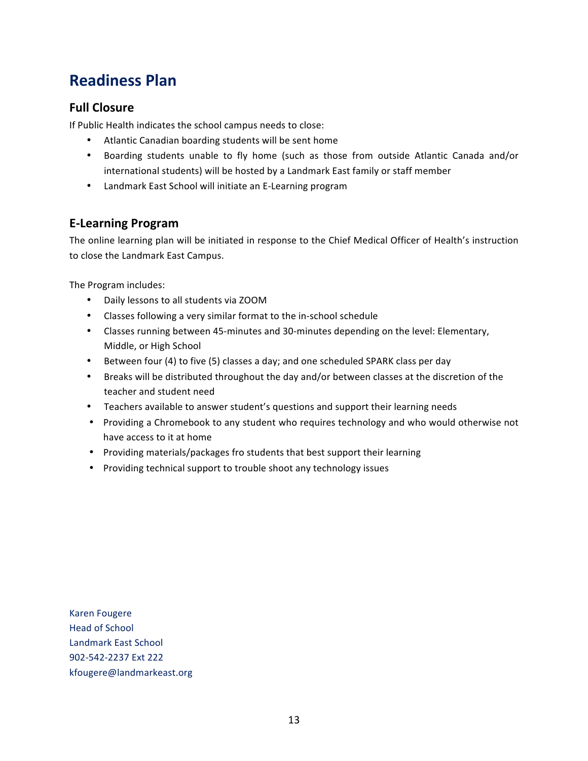# Readiness Plan

## Full Closure

If Public Health indicates the school campus needs to close:

- Atlantic Canadian boarding students will be sent home
- Boarding students unable to fly home (such as those from outside Atlantic Canada and/or international students) will be hosted by a Landmark East family or staff member
- Landmark East School will initiate an E-Learning program

## E-Learning Program

The online learning plan will be initiated in response to the Chief Medical Officer of Health's instruction to close the Landmark East Campus.

The Program includes:

- Daily lessons to all students via ZOOM
- Classes following a very similar format to the in-school schedule
- Classes running between 45-minutes and 30-minutes depending on the level: Elementary, Middle, or High School
- Between four (4) to five (5) classes a day; and one scheduled SPARK class per day
- Breaks will be distributed throughout the day and/or between classes at the discretion of the teacher and student need
- Teachers available to answer student's questions and support their learning needs
- Providing a Chromebook to any student who requires technology and who would otherwise not have access to it at home
- Providing materials/packages fro students that best support their learning
- Providing technical support to trouble shoot any technology issues

Karen Fougere
Head of School
Landmark East School
902-542-2237 Ext 222
kfougere@landmarkeast.org